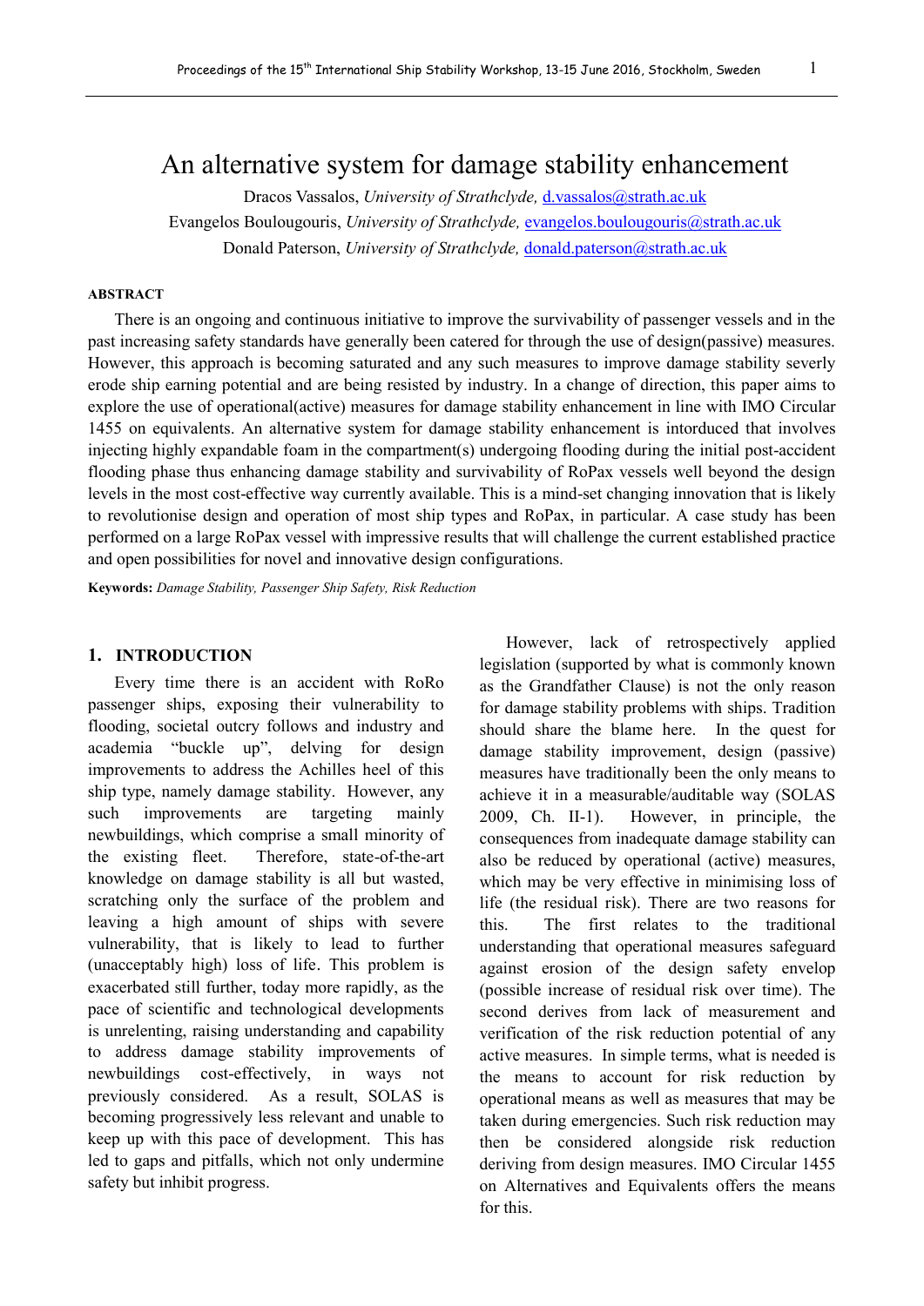# An alternative system for damage stability enhancement

Dracos Vassalos, *University of Strathclyde,* d.vassalos@strath.ac.uk

Evangelos Boulougouris, *University of Strathclyde,* evangelos.boulougouris@strath.ac.uk

Donald Paterson, *University of Strathclyde,* donald.paterson@strath.ac.uk

**ABSTRACT**

There is an ongoing and continuous initiative to improve the survivability of passenger vessels and in the past increasing safety standards have generally been catered for through the use of design(passive) measures. However, this approach is becoming saturated and any such measures to improve damage stability severly erode ship earning potential and are being resisted by industry. In a change of direction, this paper aims to explore the use of operational(active) measures for damage stability enhancement in line with IMO Circular 1455 on equivalents. An alternative system for damage stability enhancement is intorduced that involves injecting highly expandable foam in the compartment(s) undergoing flooding during the initial post-accident flooding phase thus enhancing damage stability and survivability of RoPax vessels well beyond the design levels in the most cost-effective way currently available. This is a mind-set changing innovation that is likely to revolutionise design and operation of most ship types and RoPax, in particular. A case study has been performed on a large RoPax vessel with impressive results that will challenge the current established practice and open possibilities for novel and innovative design configurations.

**Keywords:** *Damage Stability, Passenger Ship Safety, Risk Reduction*

## 1. INTRODUCTION

Every time there is an accident with RoRo passenger ships, exposing their vulnerability to flooding, societal outcry follows and industry and academia "buckle up", delving for design improvements to address the Achilles heel of this ship type, namely damage stability. However, any such improvements are targeting mainly newbuildings, which comprise a small minority of the existing fleet. Therefore, state-of-the-art knowledge on damage stability is all but wasted, scratching only the surface of the problem and leaving a high amount of ships with severe vulnerability, that is likely to lead to further (unacceptably high) loss of life. This problem is exacerbated still further, today more rapidly, as the pace of scientific and technological developments is unrelenting, raising understanding and capability to address damage stability improvements of newbuildings cost-effectively, in ways not previously considered. As a result, SOLAS is becoming progressively less relevant and unable to keep up with this pace of development. This has led to gaps and pitfalls, which not only undermine safety but inhibit progress.

However, lack of retrospectively applied legislation (supported by what is commonly known as the Grandfather Clause) is not the only reason for damage stability problems with ships. Tradition should share the blame here. In the quest for damage stability improvement, design (passive) measures have traditionally been the only means to achieve it in a measurable/auditable way (SOLAS 2009, Ch. II-1). However, in principle, the consequences from inadequate damage stability can also be reduced by operational (active) measures, which may be very effective in minimising loss of life (the residual risk). There are two reasons for this. The first relates to the traditional understanding that operational measures safeguard against erosion of the design safety envelop (possible increase of residual risk over time). The second derives from lack of measurement and verification of the risk reduction potential of any active measures. In simple terms, what is needed is the means to account for risk reduction by operational means as well as measures that may be taken during emergencies. Such risk reduction may then be considered alongside risk reduction deriving from design measures. IMO Circular 1455 on Alternatives and Equivalents offers the means for this.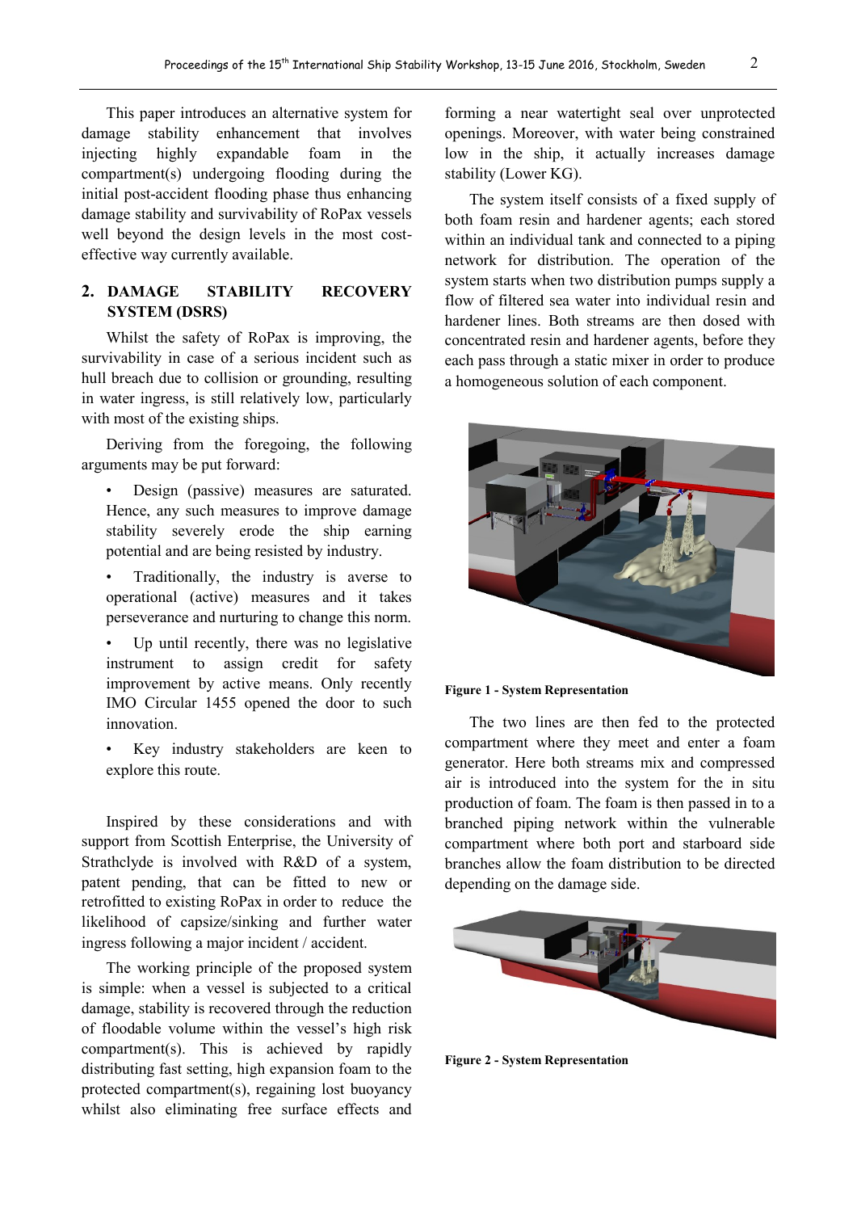This paper introduces an alternative system for damage stability enhancement that involves injecting highly expandable foam in the compartment(s) undergoing flooding during the initial post-accident flooding phase thus enhancing damage stability and survivability of RoPax vessels well beyond the design levels in the most cost-effective way currently available.

## 2. DAMAGE STABILITY RECOVERY SYSTEM (DSRS)

Whilst the safety of RoPax is improving, the survivability in case of a serious incident such as hull breach due to collision or grounding, resulting in water ingress, is still relatively low, particularly with most of the existing ships.

Deriving from the foregoing, the following arguments may be put forward:

- Design (passive) measures are saturated. Hence, any such measures to improve damage stability severely erode the ship earning potential and are being resisted by industry.
- Traditionally, the industry is averse to operational (active) measures and it takes perseverance and nurturing to change this norm.
- Up until recently, there was no legislative instrument to assign credit for safety improvement by active means. Only recently IMO Circular 1455 opened the door to such innovation.
- Key industry stakeholders are keen to explore this route.

Inspired by these considerations and with support from Scottish Enterprise, the University of Strathclyde is involved with R&D of a system, patent pending, that can be fitted to new or retrofitted to existing RoPax in order to reduce the likelihood of capsize/sinking and further water ingress following a major incident / accident.

The working principle of the proposed system is simple: when a vessel is subjected to a critical damage, stability is recovered through the reduction of floodable volume within the vessel's high risk compartment(s). This is achieved by rapidly distributing fast setting, high expansion foam to the protected compartment(s), regaining lost buoyancy whilst also eliminating free surface effects and forming a near watertight seal over unprotected openings. Moreover, with water being constrained low in the ship, it actually increases damage stability (Lower KG).

The system itself consists of a fixed supply of both foam resin and hardener agents; each stored within an individual tank and connected to a piping network for distribution. The operation of the system starts when two distribution pumps supply a flow of filtered sea water into individual resin and hardener lines. Both streams are then dosed with concentrated resin and hardener agents, before they each pass through a static mixer in order to produce a homogeneous solution of each component.

**Figure 1 - System Representation**

The two lines are then fed to the protected compartment where they meet and enter a foam generator. Here both streams mix and compressed air is introduced into the system for the in situ production of foam. The foam is then passed in to a branched piping network within the vulnerable compartment where both port and starboard side branches allow the foam distribution to be directed depending on the damage side.

**Figure 2 - System Representation**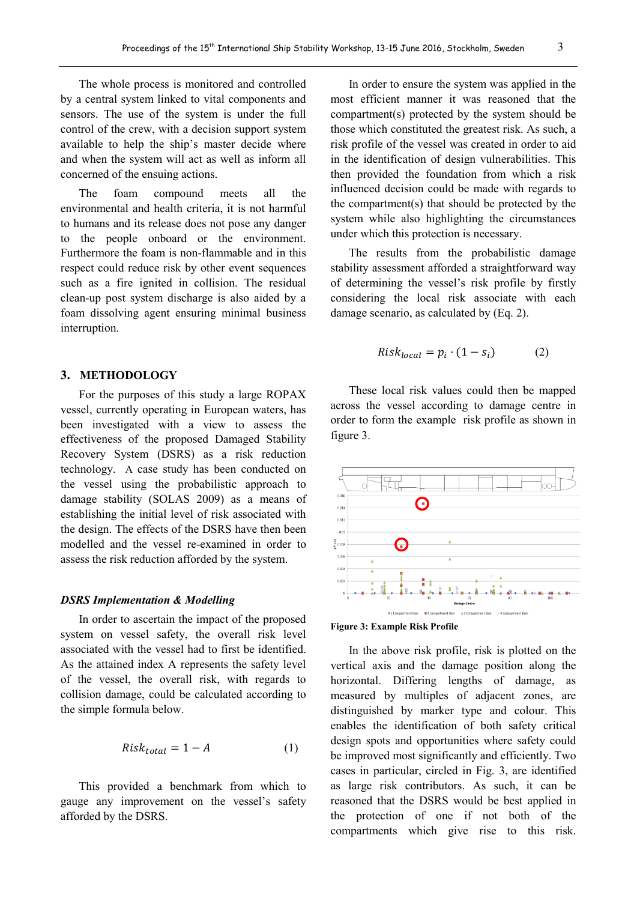The whole process is monitored and controlled by a central system linked to vital components and sensors. The use of the system is under the full control of the crew, with a decision support system available to help the ship's master decide where and when the system will act as well as inform all concerned of the ensuing actions.

The foam compound meets all the environmental and health criteria, it is not harmful to humans and its release does not pose any danger to the people onboard or the environment. Furthermore the foam is non-flammable and in this respect could reduce risk by other event sequences such as a fire ignited in collision. The residual clean-up post system discharge is also aided by a foam dissolving agent ensuring minimal business interruption.

## 3. METHODOLOGY

For the purposes of this study a large ROPAX vessel, currently operating in European waters, has been investigated with a view to assess the effectiveness of the proposed Damaged Stability Recovery System (DSRS) as a risk reduction technology. A case study has been conducted on the vessel using the probabilistic approach to damage stability (SOLAS 2009) as a means of establishing the initial level of risk associated with the design. The effects of the DSRS have then been modelled and the vessel re-examined in order to assess the risk reduction afforded by the system.

### *DSRS Implementation & Modelling*

In order to ascertain the impact of the proposed system on vessel safety, the overall risk level associated with the vessel had to first be identified. As the attained index A represents the safety level of the vessel, the overall risk, with regards to collision damage, could be calculated according to the simple formula below.

$$Risk_{total} = 1 - A \qquad (1)$$

This provided a benchmark from which to gauge any improvement on the vessel's safety afforded by the DSRS.

In order to ensure the system was applied in the most efficient manner it was reasoned that the compartment(s) protected by the system should be those which constituted the greatest risk. As such, a risk profile of the vessel was created in order to aid in the identification of design vulnerabilities. This then provided the foundation from which a risk influenced decision could be made with regards to the compartment(s) that should be protected by the system while also highlighting the circumstances under which this protection is necessary.

The results from the probabilistic damage stability assessment afforded a straightforward way of determining the vessel's risk profile by firstly considering the local risk associate with each damage scenario, as calculated by (Eq. 2).

$$Risk_{local} = p_i \cdot (1 - s_i) \qquad (2)$$

These local risk values could then be mapped across the vessel according to damage centre in order to form the example risk profile as shown in figure 3.

**Figure 3: Example Risk Profile**

In the above risk profile, risk is plotted on the vertical axis and the damage position along the horizontal. Differing lengths of damage, as measured by multiples of adjacent zones, are distinguished by marker type and colour. This enables the identification of both safety critical design spots and opportunities where safety could be improved most significantly and efficiently. Two cases in particular, circled in Fig. 3, are identified as large risk contributors. As such, it can be reasoned that the DSRS would be best applied in the protection of one if not both of the compartments which give rise to this risk.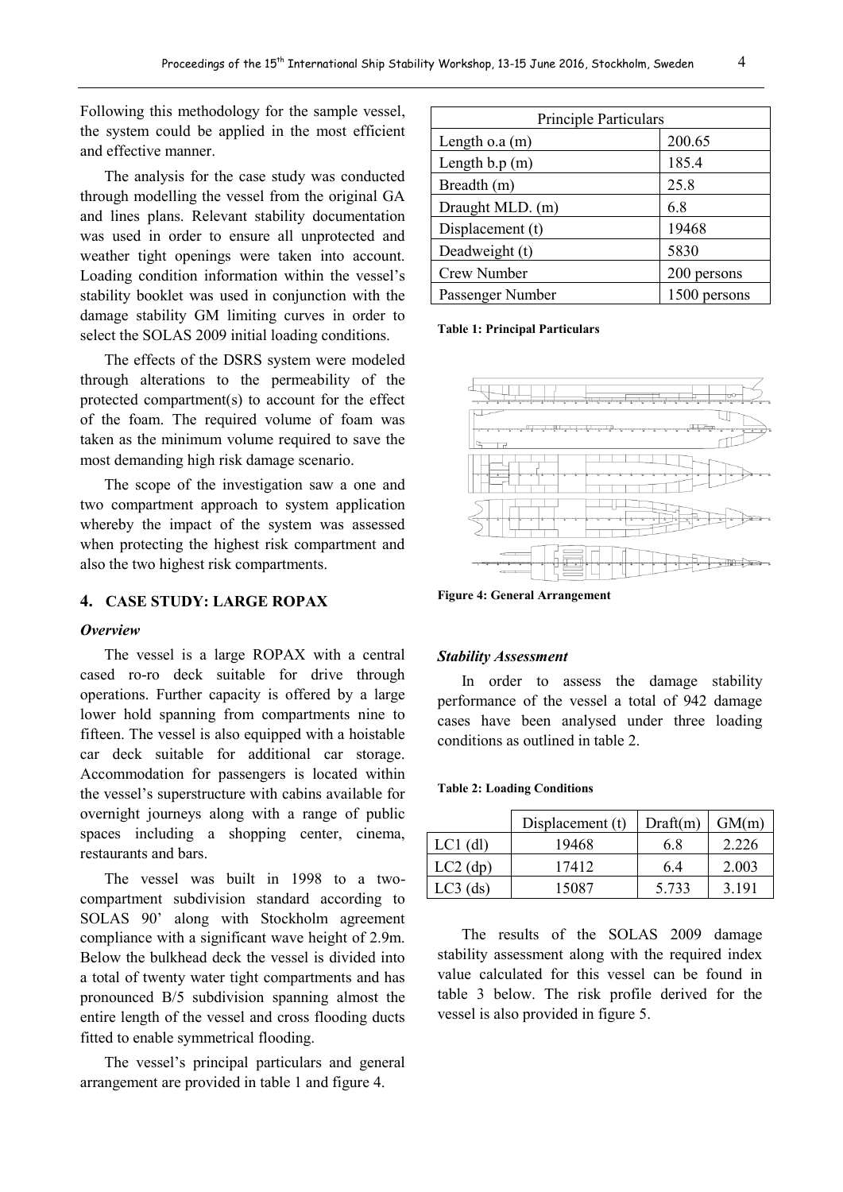Following this methodology for the sample vessel, the system could be applied in the most efficient and effective manner.

The analysis for the case study was conducted through modelling the vessel from the original GA and lines plans. Relevant stability documentation was used in order to ensure all unprotected and weather tight openings were taken into account. Loading condition information within the vessel's stability booklet was used in conjunction with the damage stability GM limiting curves in order to select the SOLAS 2009 initial loading conditions.

The effects of the DSRS system were modeled through alterations to the permeability of the protected compartment(s) to account for the effect of the foam. The required volume of foam was taken as the minimum volume required to save the most demanding high risk damage scenario.

The scope of the investigation saw a one and two compartment approach to system application whereby the impact of the system was assessed when protecting the highest risk compartment and also the two highest risk compartments.

## 4. CASE STUDY: LARGE ROPAX

### *Overview*

The vessel is a large ROPAX with a central cased ro-ro deck suitable for drive through operations. Further capacity is offered by a large lower hold spanning from compartments nine to fifteen. The vessel is also equipped with a hoistable car deck suitable for additional car storage. Accommodation for passengers is located within the vessel's superstructure with cabins available for overnight journeys along with a range of public spaces including a shopping center, cinema, restaurants and bars.

The vessel was built in 1998 to a two-compartment subdivision standard according to SOLAS 90' along with Stockholm agreement compliance with a significant wave height of 2.9m. Below the bulkhead deck the vessel is divided into a total of twenty water tight compartments and has pronounced B/5 subdivision spanning almost the entire length of the vessel and cross flooding ducts fitted to enable symmetrical flooding.

The vessel's principal particulars and general arrangement are provided in table 1 and figure 4.

| Principle Particulars | |
|---|---|
| Length o.a (m) | 200.65 |
| Length b.p (m) | 185.4 |
| Breadth (m) | 25.8 |
| Draught MLD. (m) | 6.8 |
| Displacement (t) | 19468 |
| Deadweight (t) | 5830 |
| Crew Number | 200 persons |
| Passenger Number | 1500 persons |

**Table 1: Principal Particulars**

**Figure 4: General Arrangement**

### *Stability Assessment*

In order to assess the damage stability performance of the vessel a total of 942 damage cases have been analysed under three loading conditions as outlined in table 2.

**Table 2: Loading Conditions**

| | Displacement (t) | Draft(m) | GM(m) |
|---|---|---|---|
| LC1 (dl) | 19468 | 6.8 | 2.226 |
| LC2 (dp) | 17412 | 6.4 | 2.003 |
| LC3 (ds) | 15087 | 5.733 | 3.191 |

The results of the SOLAS 2009 damage stability assessment along with the required index value calculated for this vessel can be found in table 3 below. The risk profile derived for the vessel is also provided in figure 5.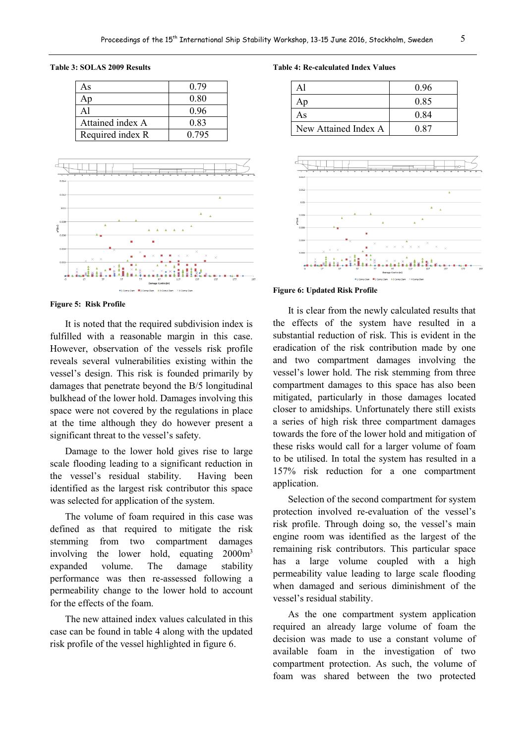**Table 3: SOLAS 2009 Results**

| As | 0.79 |
|---|---|
| Ap | 0.80 |
| Al | 0.96 |
| Attained index A | 0.83 |
| Required index R | 0.795 |

**Figure 5: Risk Profile**

It is noted that the required subdivision index is fulfilled with a reasonable margin in this case. However, observation of the vessels risk profile reveals several vulnerabilities existing within the vessel's design. This risk is founded primarily by damages that penetrate beyond the B/5 longitudinal bulkhead of the lower hold. Damages involving this space were not covered by the regulations in place at the time although they do however present a significant threat to the vessel's safety.

Damage to the lower hold gives rise to large scale flooding leading to a significant reduction in the vessel's residual stability. Having been identified as the largest risk contributor this space was selected for application of the system.

The volume of foam required in this case was defined as that required to mitigate the risk stemming from two compartment damages involving the lower hold, equating 2000m$^3$ expanded volume. The damage stability performance was then re-assessed following a permeability change to the lower hold to account for the effects of the foam.

The new attained index values calculated in this case can be found in table 4 along with the updated risk profile of the vessel highlighted in figure 6.

**Table 4: Re-calculated Index Values**

| Al | 0.96 |
|---|---|
| Ap | 0.85 |
| As | 0.84 |
| New Attained Index A | 0.87 |

**Figure 6: Updated Risk Profile**

It is clear from the newly calculated results that the effects of the system have resulted in a substantial reduction of risk. This is evident in the eradication of the risk contribution made by one and two compartment damages involving the vessel's lower hold. The risk stemming from three compartment damages to this space has also been mitigated, particularly in those damages located closer to amidships. Unfortunately there still exists a series of high risk three compartment damages towards the fore of the lower hold and mitigation of these risks would call for a larger volume of foam to be utilised. In total the system has resulted in a 157% risk reduction for a one compartment application.

Selection of the second compartment for system protection involved re-evaluation of the vessel's risk profile. Through doing so, the vessel's main engine room was identified as the largest of the remaining risk contributors. This particular space has a large volume coupled with a high permeability value leading to large scale flooding when damaged and serious diminishment of the vessel's residual stability.

As the one compartment system application required an already large volume of foam the decision was made to use a constant volume of available foam in the investigation of two compartment protection. As such, the volume of foam was shared between the two protected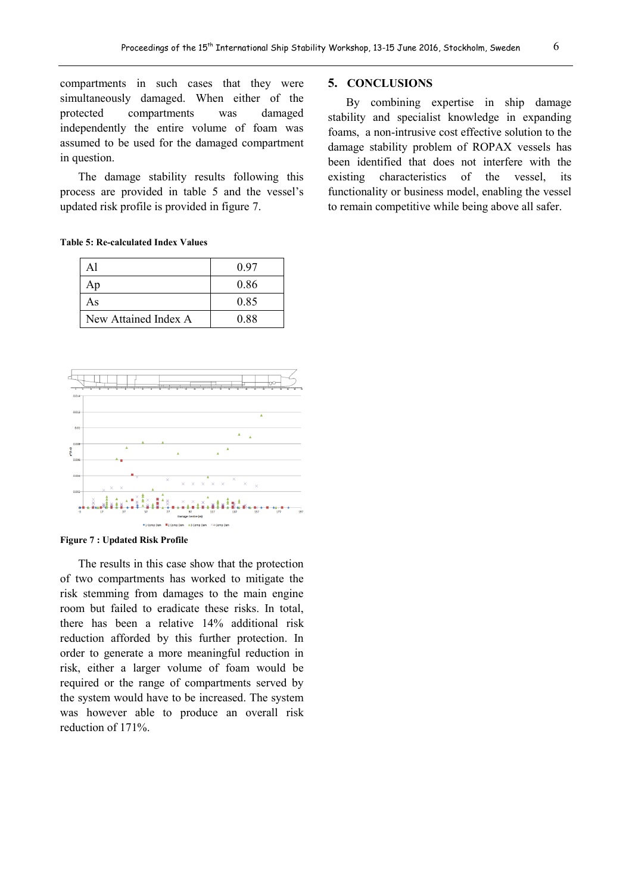compartments in such cases that they were simultaneously damaged. When either of the protected compartments was damaged independently the entire volume of foam was assumed to be used for the damaged compartment in question.

The damage stability results following this process are provided in table 5 and the vessel's updated risk profile is provided in figure 7.

**Table 5: Re-calculated Index Values**

| | |
|---|---|
| Al | 0.97 |
| Ap | 0.86 |
| As | 0.85 |
| New Attained Index A | 0.88 |

0.014
0.012
0.01
0.008
0.006
0.004
0.002
-3 17 37 57 77 97 117 137 157 177 197
Damage Centre (m)
1 Comp Dam 2 Comp Dam 3 Comp Dam 4 Comp Dam

**Figure 7 : Updated Risk Profile**

The results in this case show that the protection of two compartments has worked to mitigate the risk stemming from damages to the main engine room but failed to eradicate these risks. In total, there has been a relative 14% additional risk reduction afforded by this further protection. In order to generate a more meaningful reduction in risk, either a larger volume of foam would be required or the range of compartments served by the system would have to be increased. The system was however able to produce an overall risk reduction of 171%.

## 5. CONCLUSIONS

By combining expertise in ship damage stability and specialist knowledge in expanding foams, a non-intrusive cost effective solution to the damage stability problem of ROPAX vessels has been identified that does not interfere with the existing characteristics of the vessel, its functionality or business model, enabling the vessel to remain competitive while being above all safer.